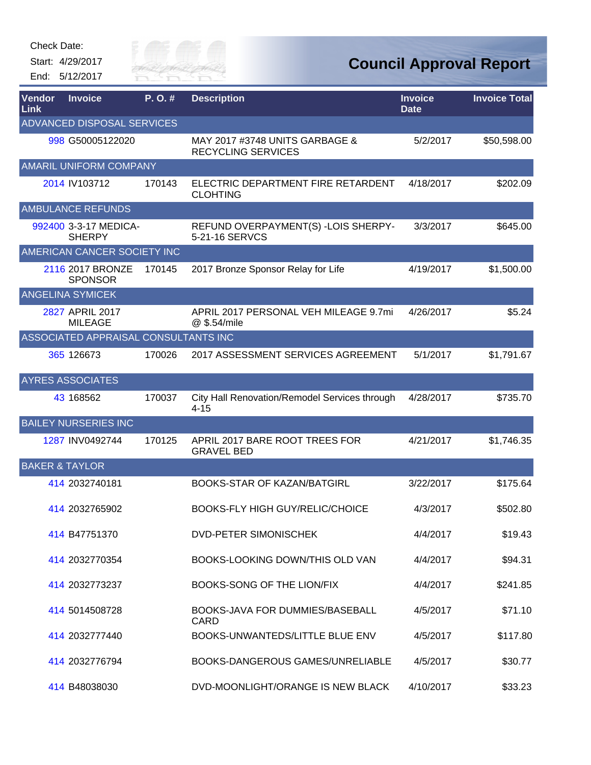Check Date:

Start: 4/29/2017

End: 5/12/2017

# Council Approval Report

| Vendor Link | Invoice | P. O. # | Description | Invoice Date | Invoice Total |
|---|---|---|---|---|---|
| ADVANCED DISPOSAL SERVICES | | | | | |
| 998 | G50005122020 | | MAY 2017 #3748 UNITS GARBAGE & RECYCLING SERVICES | 5/2/2017 | $50,598.00 |
| AMARIL UNIFORM COMPANY | | | | | |
| 2014 | IV103712 | 170143 | ELECTRIC DEPARTMENT FIRE RETARDENT CLOHTING | 4/18/2017 | $202.09 |
| AMBULANCE REFUNDS | | | | | |
| 992400 | 3-3-17 MEDICA-SHERPY | | REFUND OVERPAYMENT(S) -LOIS SHERPY-5-21-16 SERVCS | 3/3/2017 | $645.00 |
| AMERICAN CANCER SOCIETY INC | | | | | |
| 2116 | 2017 BRONZE SPONSOR | 170145 | 2017 Bronze Sponsor Relay for Life | 4/19/2017 | $1,500.00 |
| ANGELINA SYMICEK | | | | | |
| 2827 | APRIL 2017 MILEAGE | | APRIL 2017 PERSONAL VEH MILEAGE 9.7mi @ $.54/mile | 4/26/2017 | $5.24 |
| ASSOCIATED APPRAISAL CONSULTANTS INC | | | | | |
| 365 | 126673 | 170026 | 2017 ASSESSMENT SERVICES AGREEMENT | 5/1/2017 | $1,791.67 |
| AYRES ASSOCIATES | | | | | |
| 43 | 168562 | 170037 | City Hall Renovation/Remodel Services through 4-15 | 4/28/2017 | $735.70 |
| BAILEY NURSERIES INC | | | | | |
| 1287 | INV0492744 | 170125 | APRIL 2017 BARE ROOT TREES FOR GRAVEL BED | 4/21/2017 | $1,746.35 |
| BAKER & TAYLOR | | | | | |
| 414 | 2032740181 | | BOOKS-STAR OF KAZAN/BATGIRL | 3/22/2017 | $175.64 |
| 414 | 2032765902 | | BOOKS-FLY HIGH GUY/RELIC/CHOICE | 4/3/2017 | $502.80 |
| 414 | B47751370 | | DVD-PETER SIMONISCHEK | 4/4/2017 | $19.43 |
| 414 | 2032770354 | | BOOKS-LOOKING DOWN/THIS OLD VAN | 4/4/2017 | $94.31 |
| 414 | 2032773237 | | BOOKS-SONG OF THE LION/FIX | 4/4/2017 | $241.85 |
| 414 | 5014508728 | | BOOKS-JAVA FOR DUMMIES/BASEBALL CARD | 4/5/2017 | $71.10 |
| 414 | 2032777440 | | BOOKS-UNWANTEDS/LITTLE BLUE ENV | 4/5/2017 | $117.80 |
| 414 | 2032776794 | | BOOKS-DANGEROUS GAMES/UNRELIABLE | 4/5/2017 | $30.77 |
| 414 | B48038030 | | DVD-MOONLIGHT/ORANGE IS NEW BLACK | 4/10/2017 | $33.23 |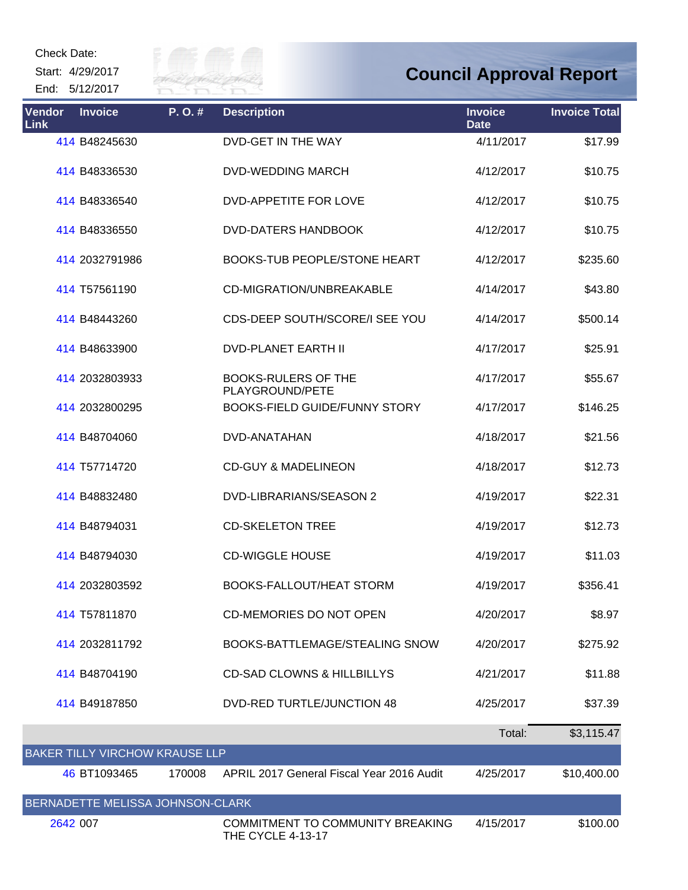Check Date:

Start: 4/29/2017

End: 5/12/2017

# Council Approval Report

| Vendor Link | Invoice | P. O. # | Description | Invoice Date | Invoice Total |
|---|---|---|---|---|---|
| 414 | B48245630 | | DVD-GET IN THE WAY | 4/11/2017 | $17.99 |
| 414 | B48336530 | | DVD-WEDDING MARCH | 4/12/2017 | $10.75 |
| 414 | B48336540 | | DVD-APPETITE FOR LOVE | 4/12/2017 | $10.75 |
| 414 | B48336550 | | DVD-DATERS HANDBOOK | 4/12/2017 | $10.75 |
| 414 | 2032791986 | | BOOKS-TUB PEOPLE/STONE HEART | 4/12/2017 | $235.60 |
| 414 | T57561190 | | CD-MIGRATION/UNBREAKABLE | 4/14/2017 | $43.80 |
| 414 | B48443260 | | CDS-DEEP SOUTH/SCORE/I SEE YOU | 4/14/2017 | $500.14 |
| 414 | B48633900 | | DVD-PLANET EARTH II | 4/17/2017 | $25.91 |
| 414 | 2032803933 | | BOOKS-RULERS OF THE PLAYGROUND/PETE | 4/17/2017 | $55.67 |
| 414 | 2032800295 | | BOOKS-FIELD GUIDE/FUNNY STORY | 4/17/2017 | $146.25 |
| 414 | B48704060 | | DVD-ANATAHAN | 4/18/2017 | $21.56 |
| 414 | T57714720 | | CD-GUY & MADELINEON | 4/18/2017 | $12.73 |
| 414 | B48832480 | | DVD-LIBRARIANS/SEASON 2 | 4/19/2017 | $22.31 |
| 414 | B48794031 | | CD-SKELETON TREE | 4/19/2017 | $12.73 |
| 414 | B48794030 | | CD-WIGGLE HOUSE | 4/19/2017 | $11.03 |
| 414 | 2032803592 | | BOOKS-FALLOUT/HEAT STORM | 4/19/2017 | $356.41 |
| 414 | T57811870 | | CD-MEMORIES DO NOT OPEN | 4/20/2017 | $8.97 |
| 414 | 2032811792 | | BOOKS-BATTLEMAGE/STEALING SNOW | 4/20/2017 | $275.92 |
| 414 | B48704190 | | CD-SAD CLOWNS & HILLBILLYS | 4/21/2017 | $11.88 |
| 414 | B49187850 | | DVD-RED TURTLE/JUNCTION 48 | 4/25/2017 | $37.39 |
| | | | | Total: | $3,115.47 |
| **BAKER TILLY VIRCHOW KRAUSE LLP** | | | | | |
| 46 | BT1093465 | 170008 | APRIL 2017 General Fiscal Year 2016 Audit | 4/25/2017 | $10,400.00 |
| **BERNADETTE MELISSA JOHNSON-CLARK** | | | | | |
| 2642 | 007 | | COMMITMENT TO COMMUNITY BREAKING THE CYCLE 4-13-17 | 4/15/2017 | $100.00 |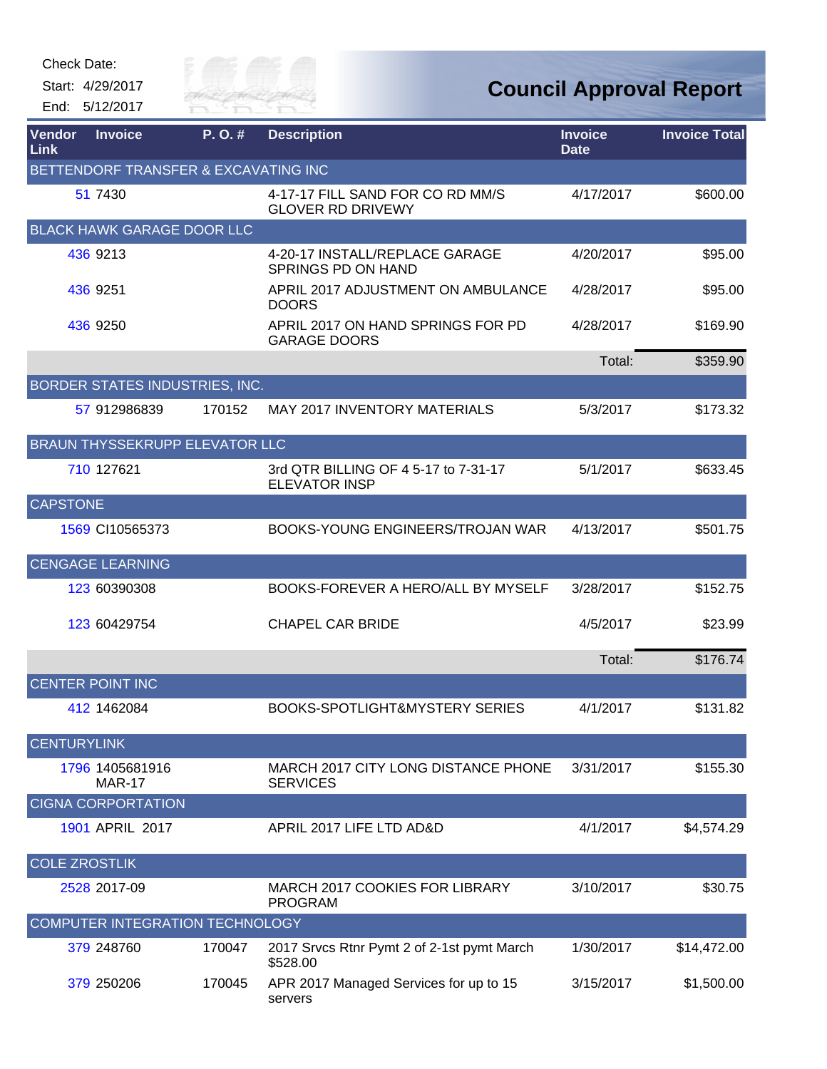Check Date:

Start: 4/29/2017

End: 5/12/2017

# Council Approval Report

| Vendor Link | Invoice | P. O. # | Description | Invoice Date | Invoice Total |
|---|---|---|---|---|---|
| **BETTENDORF TRANSFER & EXCAVATING INC** | | | | | |
| 51 | 7430 | | 4-17-17 FILL SAND FOR CO RD MM/S GLOVER RD DRIVEWY | 4/17/2017 | $600.00 |
| **BLACK HAWK GARAGE DOOR LLC** | | | | | |
| 436 | 9213 | | 4-20-17 INSTALL/REPLACE GARAGE SPRINGS PD ON HAND | 4/20/2017 | $95.00 |
| 436 | 9251 | | APRIL 2017 ADJUSTMENT ON AMBULANCE DOORS | 4/28/2017 | $95.00 |
| 436 | 9250 | | APRIL 2017 ON HAND SPRINGS FOR PD GARAGE DOORS | 4/28/2017 | $169.90 |
| | | | | Total: | $359.90 |
| **BORDER STATES INDUSTRIES, INC.** | | | | | |
| 57 | 912986839 | 170152 | MAY 2017 INVENTORY MATERIALS | 5/3/2017 | $173.32 |
| **BRAUN THYSSEKRUPP ELEVATOR LLC** | | | | | |
| 710 | 127621 | | 3rd QTR BILLING OF 4 5-17 to 7-31-17 ELEVATOR INSP | 5/1/2017 | $633.45 |
| **CAPSTONE** | | | | | |
| 1569 | CI10565373 | | BOOKS-YOUNG ENGINEERS/TROJAN WAR | 4/13/2017 | $501.75 |
| **CENGAGE LEARNING** | | | | | |
| 123 | 60390308 | | BOOKS-FOREVER A HERO/ALL BY MYSELF | 3/28/2017 | $152.75 |
| 123 | 60429754 | | CHAPEL CAR BRIDE | 4/5/2017 | $23.99 |
| | | | | Total: | $176.74 |
| **CENTER POINT INC** | | | | | |
| 412 | 1462084 | | BOOKS-SPOTLIGHT&MYSTERY SERIES | 4/1/2017 | $131.82 |
| **CENTURYLINK** | | | | | |
| 1796 | 1405681916 MAR-17 | | MARCH 2017 CITY LONG DISTANCE PHONE SERVICES | 3/31/2017 | $155.30 |
| **CIGNA CORPORATION** | | | | | |
| 1901 | APRIL 2017 | | APRIL 2017 LIFE LTD AD&D | 4/1/2017 | $4,574.29 |
| **COLE ZROSTLIK** | | | | | |
| 2528 | 2017-09 | | MARCH 2017 COOKIES FOR LIBRARY PROGRAM | 3/10/2017 | $30.75 |
| **COMPUTER INTEGRATION TECHNOLOGY** | | | | | |
| 379 | 248760 | 170047 | 2017 Srvcs Rtnr Pymt 2 of 2-1st pymt March $528.00 | 1/30/2017 | $14,472.00 |
| 379 | 250206 | 170045 | APR 2017 Managed Services for up to 15 servers | 3/15/2017 | $1,500.00 |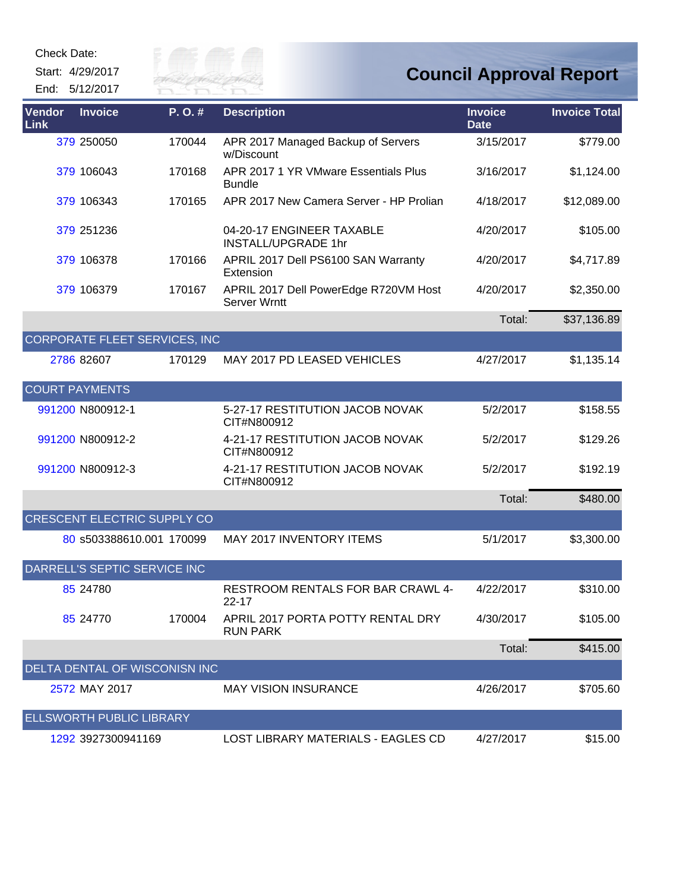Check Date:

Start: 4/29/2017

End: 5/12/2017

# Council Approval Report

| Vendor Link | Invoice | P. O. # | Description | Invoice Date | Invoice Total |
|---|---|---|---|---|---|
| 379 | 250050 | 170044 | APR 2017 Managed Backup of Servers w/Discount | 3/15/2017 | $779.00 |
| 379 | 106043 | 170168 | APR 2017 1 YR VMware Essentials Plus Bundle | 3/16/2017 | $1,124.00 |
| 379 | 106343 | 170165 | APR 2017 New Camera Server - HP Prolian | 4/18/2017 | $12,089.00 |
| 379 | 251236 | | 04-20-17 ENGINEER TAXABLE INSTALL/UPGRADE 1hr | 4/20/2017 | $105.00 |
| 379 | 106378 | 170166 | APRIL 2017 Dell PS6100 SAN Warranty Extension | 4/20/2017 | $4,717.89 |
| 379 | 106379 | 170167 | APRIL 2017 Dell PowerEdge R720VM Host Server Wrntt | 4/20/2017 | $2,350.00 |
| | | | | Total: | $37,136.89 |
| **CORPORATE FLEET SERVICES, INC** | | | | | |
| 2786 | 82607 | 170129 | MAY 2017 PD LEASED VEHICLES | 4/27/2017 | $1,135.14 |
| **COURT PAYMENTS** | | | | | |
| 991200 | N800912-1 | | 5-27-17 RESTITUTION JACOB NOVAK CIT#N800912 | 5/2/2017 | $158.55 |
| 991200 | N800912-2 | | 4-21-17 RESTITUTION JACOB NOVAK CIT#N800912 | 5/2/2017 | $129.26 |
| 991200 | N800912-3 | | 4-21-17 RESTITUTION JACOB NOVAK CIT#N800912 | 5/2/2017 | $192.19 |
| | | | | Total: | $480.00 |
| **CRESCENT ELECTRIC SUPPLY CO** | | | | | |
| 80 | s503388610.001 | 170099 | MAY 2017 INVENTORY ITEMS | 5/1/2017 | $3,300.00 |
| **DARRELL'S SEPTIC SERVICE INC** | | | | | |
| 85 | 24780 | | RESTROOM RENTALS FOR BAR CRAWL 4-22-17 | 4/22/2017 | $310.00 |
| 85 | 24770 | 170004 | APRIL 2017 PORTA POTTY RENTAL DRY RUN PARK | 4/30/2017 | $105.00 |
| | | | | Total: | $415.00 |
| **DELTA DENTAL OF WICONISN INC** | | | | | |
| 2572 | MAY 2017 | | MAY VISION INSURANCE | 4/26/2017 | $705.60 |
| **ELLSWORTH PUBLIC LIBRARY** | | | | | |
| 1292 | 3927300941169 | | LOST LIBRARY MATERIALS - EAGLES CD | 4/27/2017 | $15.00 |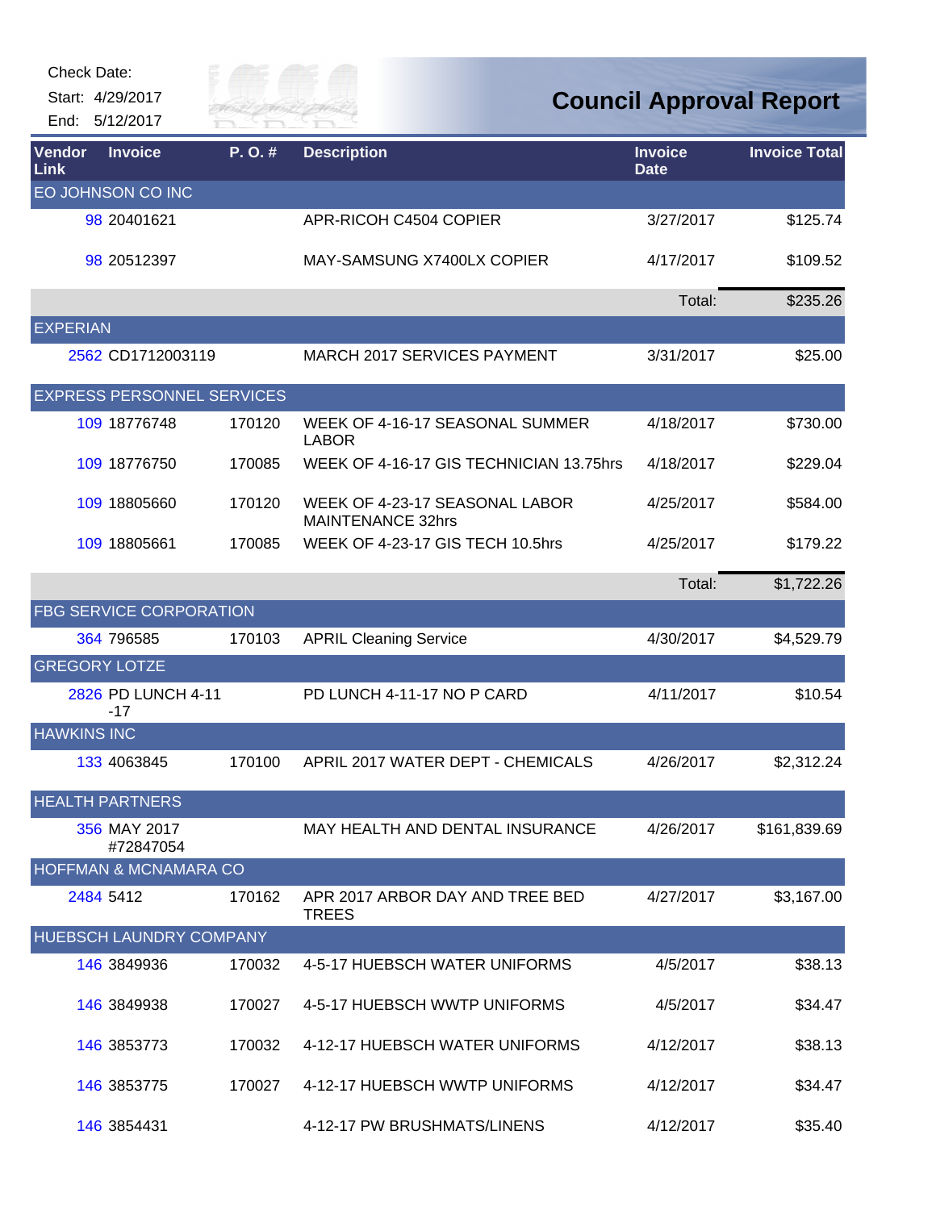Check Date:

Start: 4/29/2017

End: 5/12/2017

# Council Approval Report

| Vendor Link | Invoice | P. O. # | Description | Invoice Date | Invoice Total |
|---|---|---|---|---|---|
| EO JOHNSON CO INC | | | | | |
| 98 | 20401621 | | APR-RICOH C4504 COPIER | 3/27/2017 | $125.74 |
| 98 | 20512397 | | MAY-SAMSUNG X7400LX COPIER | 4/17/2017 | $109.52 |
| | | | | Total: | $235.26 |
| EXPERIAN | | | | | |
| 2562 | CD1712003119 | | MARCH 2017 SERVICES PAYMENT | 3/31/2017 | $25.00 |
| EXPRESS PERSONNEL SERVICES | | | | | |
| 109 | 18776748 | 170120 | WEEK OF 4-16-17 SEASONAL SUMMER LABOR | 4/18/2017 | $730.00 |
| 109 | 18776750 | 170085 | WEEK OF 4-16-17 GIS TECHNICIAN 13.75hrs | 4/18/2017 | $229.04 |
| 109 | 18805660 | 170120 | WEEK OF 4-23-17 SEASONAL LABOR MAINTENANCE 32hrs | 4/25/2017 | $584.00 |
| 109 | 18805661 | 170085 | WEEK OF 4-23-17 GIS TECH 10.5hrs | 4/25/2017 | $179.22 |
| | | | | Total: | $1,722.26 |
| FBG SERVICE CORPORATION | | | | | |
| 364 | 796585 | 170103 | APRIL Cleaning Service | 4/30/2017 | $4,529.79 |
| GREGORY LOTZE | | | | | |
| 2826 | PD LUNCH 4-11 -17 | | PD LUNCH 4-11-17 NO P CARD | 4/11/2017 | $10.54 |
| HAWKINS INC | | | | | |
| 133 | 4063845 | 170100 | APRIL 2017 WATER DEPT - CHEMICALS | 4/26/2017 | $2,312.24 |
| HEALTH PARTNERS | | | | | |
| 356 | MAY 2017 #72847054 | | MAY HEALTH AND DENTAL INSURANCE | 4/26/2017 | $161,839.69 |
| HOFFMAN & MCNAMARA CO | | | | | |
| 2484 | 5412 | 170162 | APR 2017 ARBOR DAY AND TREE BED TREES | 4/27/2017 | $3,167.00 |
| HUEBSCH LAUNDRY COMPANY | | | | | |
| 146 | 3849936 | 170032 | 4-5-17 HUEBSCH WATER UNIFORMS | 4/5/2017 | $38.13 |
| 146 | 3849938 | 170027 | 4-5-17 HUEBSCH WWTP UNIFORMS | 4/5/2017 | $34.47 |
| 146 | 3853773 | 170032 | 4-12-17 HUEBSCH WATER UNIFORMS | 4/12/2017 | $38.13 |
| 146 | 3853775 | 170027 | 4-12-17 HUEBSCH WWTP UNIFORMS | 4/12/2017 | $34.47 |
| 146 | 3854431 | | 4-12-17 PW BRUSHMATS/LINENS | 4/12/2017 | $35.40 |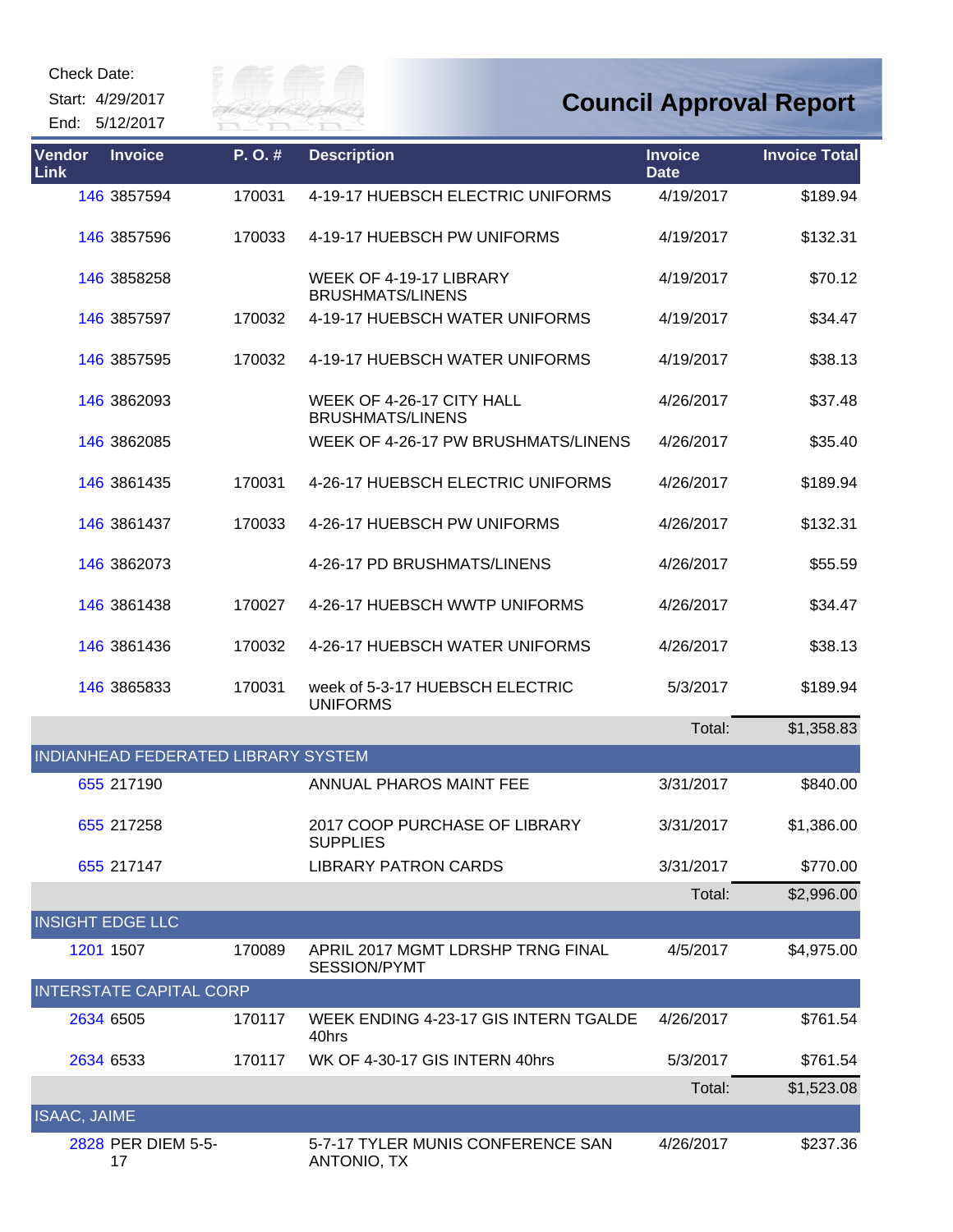Check Date:

Start: 4/29/2017

End: 5/12/2017

# Council Approval Report

| Vendor Link | Invoice | P. O. # | Description | Invoice Date | Invoice Total |
|---|---|---|---|---|---|
| 146 | 3857594 | 170031 | 4-19-17 HUEBSCH ELECTRIC UNIFORMS | 4/19/2017 | $189.94 |
| 146 | 3857596 | 170033 | 4-19-17 HUEBSCH PW UNIFORMS | 4/19/2017 | $132.31 |
| 146 | 3858258 | | WEEK OF 4-19-17 LIBRARY BRUSHMATS/LINENS | 4/19/2017 | $70.12 |
| 146 | 3857597 | 170032 | 4-19-17 HUEBSCH WATER UNIFORMS | 4/19/2017 | $34.47 |
| 146 | 3857595 | 170032 | 4-19-17 HUEBSCH WATER UNIFORMS | 4/19/2017 | $38.13 |
| 146 | 3862093 | | WEEK OF 4-26-17 CITY HALL BRUSHMATS/LINENS | 4/26/2017 | $37.48 |
| 146 | 3862085 | | WEEK OF 4-26-17 PW BRUSHMATS/LINENS | 4/26/2017 | $35.40 |
| 146 | 3861435 | 170031 | 4-26-17 HUEBSCH ELECTRIC UNIFORMS | 4/26/2017 | $189.94 |
| 146 | 3861437 | 170033 | 4-26-17 HUEBSCH PW UNIFORMS | 4/26/2017 | $132.31 |
| 146 | 3862073 | | 4-26-17 PD BRUSHMATS/LINENS | 4/26/2017 | $55.59 |
| 146 | 3861438 | 170027 | 4-26-17 HUEBSCH WWTP UNIFORMS | 4/26/2017 | $34.47 |
| 146 | 3861436 | 170032 | 4-26-17 HUEBSCH WATER UNIFORMS | 4/26/2017 | $38.13 |
| 146 | 3865833 | 170031 | week of 5-3-17 HUEBSCH ELECTRIC UNIFORMS | 5/3/2017 | $189.94 |
| | | | | Total: | $1,358.83 |
| **INDIANHEAD FEDERATED LIBRARY SYSTEM** | | | | | |
| 655 | 217190 | | ANNUAL PHAROS MAINT FEE | 3/31/2017 | $840.00 |
| 655 | 217258 | | 2017 COOP PURCHASE OF LIBRARY SUPPLIES | 3/31/2017 | $1,386.00 |
| 655 | 217147 | | LIBRARY PATRON CARDS | 3/31/2017 | $770.00 |
| | | | | Total: | $2,996.00 |
| **INSIGHT EDGE LLC** | | | | | |
| 1201 | 1507 | 170089 | APRIL 2017 MGMT LDRSHP TRNG FINAL SESSION/PYMT | 4/5/2017 | $4,975.00 |
| **INTERSTATE CAPITAL CORP** | | | | | |
| 2634 | 6505 | 170117 | WEEK ENDING 4-23-17 GIS INTERN TGALDE 40hrs | 4/26/2017 | $761.54 |
| 2634 | 6533 | 170117 | WK OF 4-30-17 GIS INTERN 40hrs | 5/3/2017 | $761.54 |
| | | | | Total: | $1,523.08 |
| **ISAAC, JAIME** | | | | | |
| 2828 | PER DIEM 5-5-17 | | 5-7-17 TYLER MUNIS CONFERENCE SAN ANTONIO, TX | 4/26/2017 | $237.36 |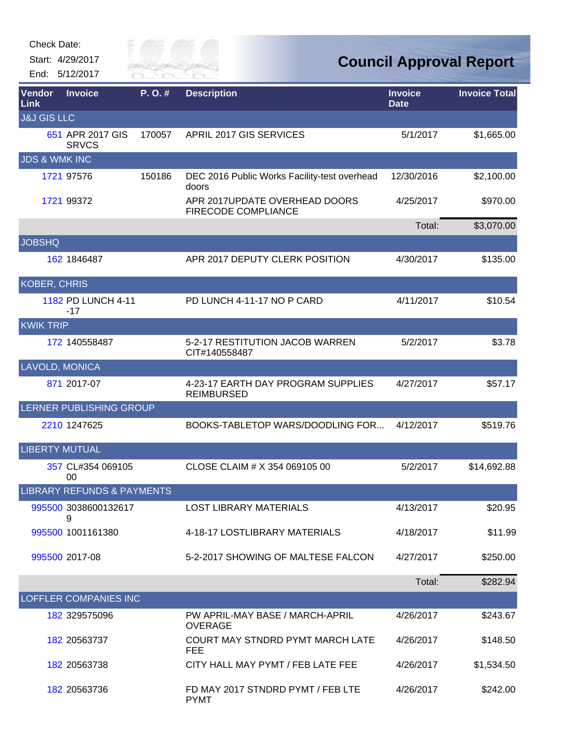Check Date:

Start: 4/29/2017

End: 5/12/2017

# Council Approval Report

| Vendor Link | Invoice | P. O. # | Description | Invoice Date | Invoice Total |
|---|---|---|---|---|---|
| **J&J GIS LLC** | | | | | |
| 651 | APR 2017 GIS SRVCS | 170057 | APRIL 2017 GIS SERVICES | 5/1/2017 | $1,665.00 |
| **JDS & WMK INC** | | | | | |
| 1721 | 97576 | 150186 | DEC 2016 Public Works Facility-test overhead doors | 12/30/2016 | $2,100.00 |
| 1721 | 99372 | | APR 2017UPDATE OVERHEAD DOORS FIRECODE COMPLIANCE | 4/25/2017 | $970.00 |
| | | | | Total: | $3,070.00 |
| **JOBSHQ** | | | | | |
| 162 | 1846487 | | APR 2017 DEPUTY CLERK POSITION | 4/30/2017 | $135.00 |
| **KOBER, CHRIS** | | | | | |
| 1182 | PD LUNCH 4-11-17 | | PD LUNCH 4-11-17 NO P CARD | 4/11/2017 | $10.54 |
| **KWIK TRIP** | | | | | |
| 172 | 140558487 | | 5-2-17 RESTITUTION JACOB WARREN CIT#140558487 | 5/2/2017 | $3.78 |
| **LAVOLD, MONICA** | | | | | |
| 871 | 2017-07 | | 4-23-17 EARTH DAY PROGRAM SUPPLIES REIMBURSED | 4/27/2017 | $57.17 |
| **LERNER PUBLISHING GROUP** | | | | | |
| 2210 | 1247625 | | BOOKS-TABLETOP WARS/DOODLING FOR... | 4/12/2017 | $519.76 |
| **LIBERTY MUTUAL** | | | | | |
| 357 | CL#354 069105 00 | | CLOSE CLAIM # X 354 069105 00 | 5/2/2017 | $14,692.88 |
| **LIBRARY REFUNDS & PAYMENTS** | | | | | |
| 995500 | 30386001326179 | | LOST LIBRARY MATERIALS | 4/13/2017 | $20.95 |
| 995500 | 1001161380 | | 4-18-17 LOSTLIBRARY MATERIALS | 4/18/2017 | $11.99 |
| 995500 | 2017-08 | | 5-2-2017 SHOWING OF MALTESE FALCON | 4/27/2017 | $250.00 |
| | | | | Total: | $282.94 |
| **LOFFLER COMPANIES INC** | | | | | |
| 182 | 329575096 | | PW APRIL-MAY BASE / MARCH-APRIL OVERAGE | 4/26/2017 | $243.67 |
| 182 | 20563737 | | COURT MAY STNDRD PYMT MARCH LATE FEE | 4/26/2017 | $148.50 |
| 182 | 20563738 | | CITY HALL MAY PYMT / FEB LATE FEE | 4/26/2017 | $1,534.50 |
| 182 | 20563736 | | FD MAY 2017 STNDRD PYMT / FEB LTE PYMT | 4/26/2017 | $242.00 |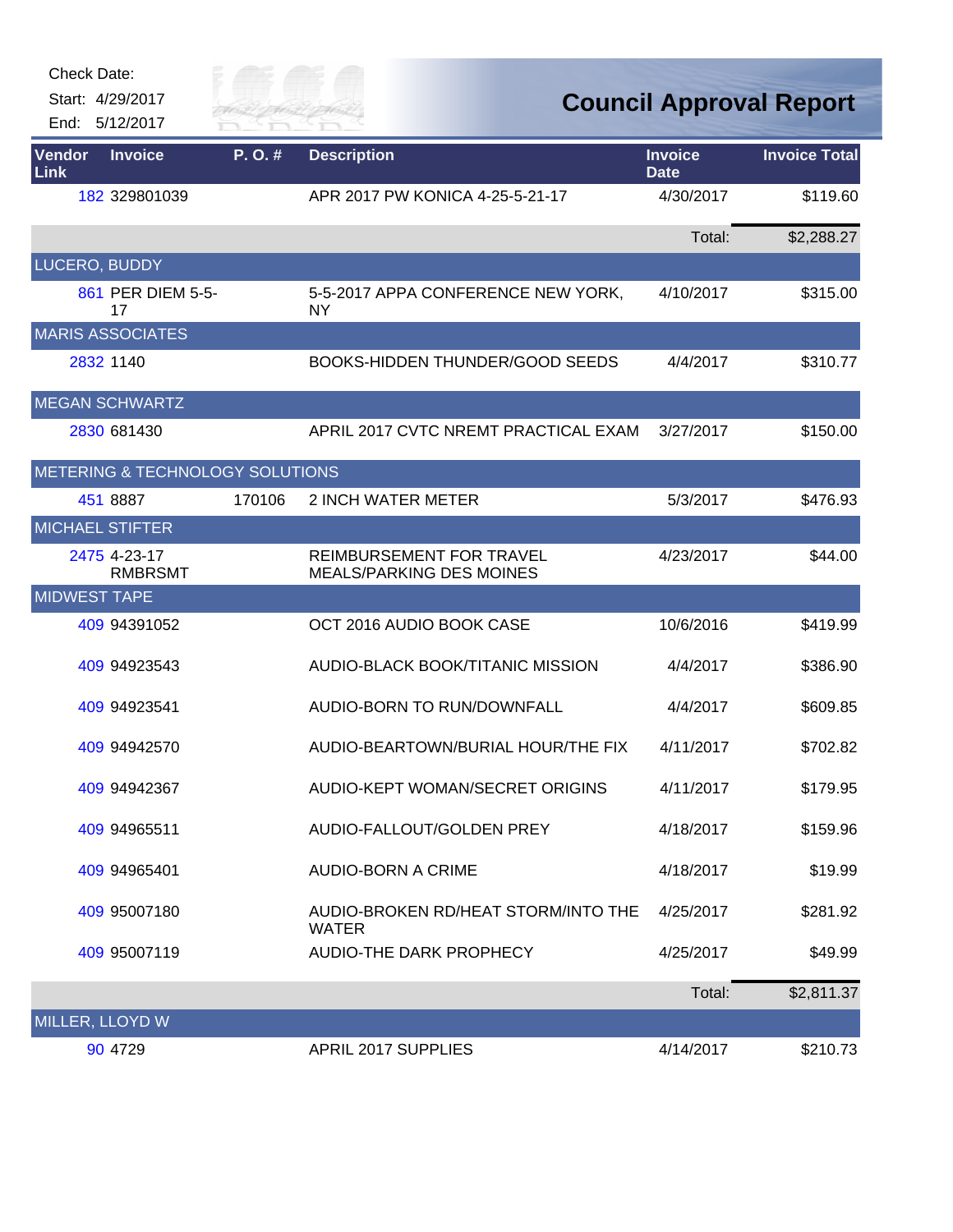Check Date:
Start: 4/29/2017
End: 5/12/2017

# Council Approval Report

| Vendor Link | Invoice | P. O. # | Description | Invoice Date | Invoice Total |
|---|---|---|---|---|---|
| 182 | 329801039 | | APR 2017 PW KONICA 4-25-5-21-17 | 4/30/2017 | $119.60 |
| | | | | Total: | $2,288.27 |
| LUCERO, BUDDY | | | | | |
| 861 | PER DIEM 5-5-17 | | 5-5-2017 APPA CONFERENCE NEW YORK, NY | 4/10/2017 | $315.00 |
| MARIS ASSOCIATES | | | | | |
| 2832 | 1140 | | BOOKS-HIDDEN THUNDER/GOOD SEEDS | 4/4/2017 | $310.77 |
| MEGAN SCHWARTZ | | | | | |
| 2830 | 681430 | | APRIL 2017 CVTC NREMT PRACTICAL EXAM | 3/27/2017 | $150.00 |
| METERING & TECHNOLOGY SOLUTIONS | | | | | |
| 451 | 8887 | 170106 | 2 INCH WATER METER | 5/3/2017 | $476.93 |
| MICHAEL STIFTER | | | | | |
| 2475 | 4-23-17 RMBRSMT | | REIMBURSEMENT FOR TRAVEL MEALS/PARKING DES MOINES | 4/23/2017 | $44.00 |
| MIDWEST TAPE | | | | | |
| 409 | 94391052 | | OCT 2016 AUDIO BOOK CASE | 10/6/2016 | $419.99 |
| 409 | 94923543 | | AUDIO-BLACK BOOK/TITANIC MISSION | 4/4/2017 | $386.90 |
| 409 | 94923541 | | AUDIO-BORN TO RUN/DOWNFALL | 4/4/2017 | $609.85 |
| 409 | 94942570 | | AUDIO-BEARTOWN/BURIAL HOUR/THE FIX | 4/11/2017 | $702.82 |
| 409 | 94942367 | | AUDIO-KEPT WOMAN/SECRET ORIGINS | 4/11/2017 | $179.95 |
| 409 | 94965511 | | AUDIO-FALLOUT/GOLDEN PREY | 4/18/2017 | $159.96 |
| 409 | 94965401 | | AUDIO-BORN A CRIME | 4/18/2017 | $19.99 |
| 409 | 95007180 | | AUDIO-BROKEN RD/HEAT STORM/INTO THE WATER | 4/25/2017 | $281.92 |
| 409 | 95007119 | | AUDIO-THE DARK PROPHECY | 4/25/2017 | $49.99 |
| | | | | Total: | $2,811.37 |
| MILLER, LLOYD W | | | | | |
| 90 | 4729 | | APRIL 2017 SUPPLIES | 4/14/2017 | $210.73 |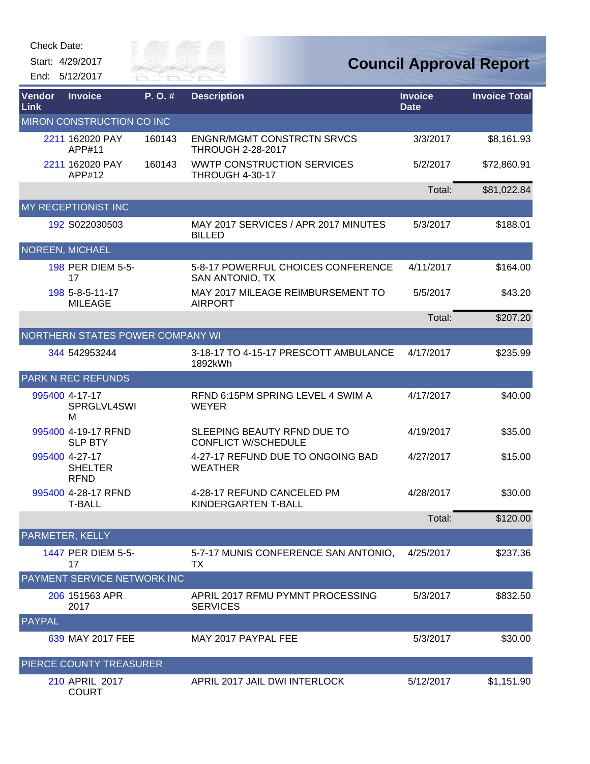Check Date:

Start: 4/29/2017

End: 5/12/2017

# Council Approval Report

| Vendor Link | Invoice | P. O. # | Description | Invoice Date | Invoice Total |
|---|---|---|---|---|---|
| MIRON CONSTRUCTION CO INC | | | | | |
| 2211 | 162020 PAY APP#11 | 160143 | ENGNR/MGMT CONSTRCTN SRVCS THROUGH 2-28-2017 | 3/3/2017 | $8,161.93 |
| 2211 | 162020 PAY APP#12 | 160143 | WWTP CONSTRUCTION SERVICES THROUGH 4-30-17 | 5/2/2017 | $72,860.91 |
| | | | | Total: | $81,022.84 |
| MY RECEPTIONIST INC | | | | | |
| 192 | S022030503 | | MAY 2017 SERVICES / APR 2017 MINUTES BILLED | 5/3/2017 | $188.01 |
| NOREEN, MICHAEL | | | | | |
| 198 | PER DIEM 5-5-17 | | 5-8-17 POWERFUL CHOICES CONFERENCE SAN ANTONIO, TX | 4/11/2017 | $164.00 |
| 198 | 5-8-5-11-17 MILEAGE | | MAY 2017 MILEAGE REIMBURSEMENT TO AIRPORT | 5/5/2017 | $43.20 |
| | | | | Total: | $207.20 |
| NORTHERN STATES POWER COMPANY WI | | | | | |
| 344 | 542953244 | | 3-18-17 TO 4-15-17 PRESCOTT AMBULANCE 1892kWh | 4/17/2017 | $235.99 |
| PARK N REC REFUNDS | | | | | |
| 995400 | 4-17-17 SPRGLVL4SWIM | | RFND 6:15PM SPRING LEVEL 4 SWIM A WEYER | 4/17/2017 | $40.00 |
| 995400 | 4-19-17 RFND SLP BTY | | SLEEPING BEAUTY RFND DUE TO CONFLICT W/SCHEDULE | 4/19/2017 | $35.00 |
| 995400 | 4-27-17 SHELTER RFND | | 4-27-17 REFUND DUE TO ONGOING BAD WEATHER | 4/27/2017 | $15.00 |
| 995400 | 4-28-17 RFND T-BALL | | 4-28-17 REFUND CANCELED PM KINDERGARTEN T-BALL | 4/28/2017 | $30.00 |
| | | | | Total: | $120.00 |
| PARMETER, KELLY | | | | | |
| 1447 | PER DIEM 5-5-17 | | 5-7-17 MUNIS CONFERENCE SAN ANTONIO, TX | 4/25/2017 | $237.36 |
| PAYMENT SERVICE NETWORK INC | | | | | |
| 206 | 151563 APR 2017 | | APRIL 2017 RFMU PYMNT PROCESSING SERVICES | 5/3/2017 | $832.50 |
| PAYPAL | | | | | |
| 639 | MAY 2017 FEE | | MAY 2017 PAYPAL FEE | 5/3/2017 | $30.00 |
| PIERCE COUNTY TREASURER | | | | | |
| 210 | APRIL 2017 COURT | | APRIL 2017 JAIL DWI INTERLOCK | 5/12/2017 | $1,151.90 |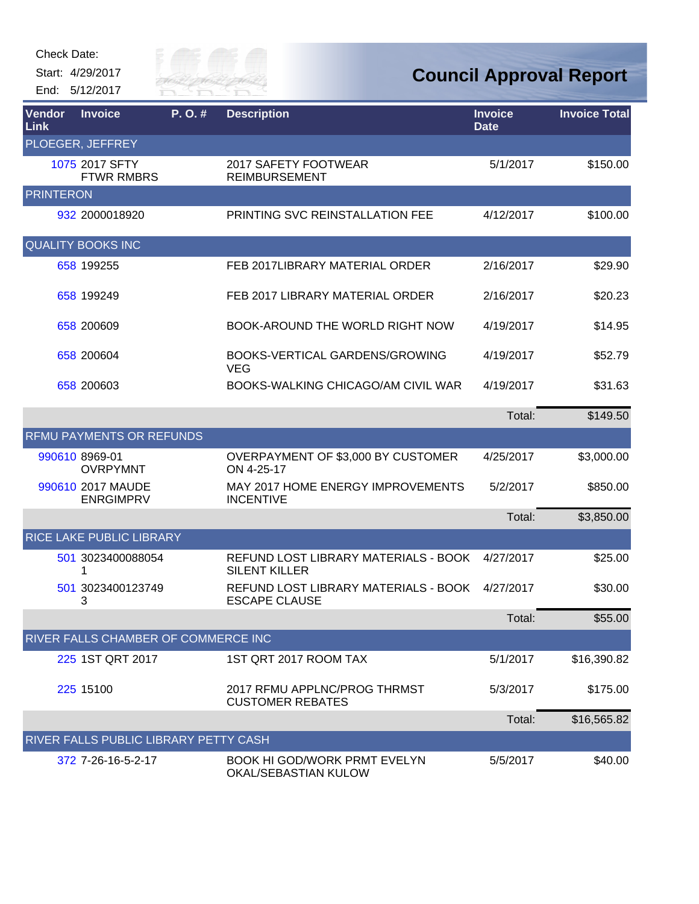Check Date:

Start: 4/29/2017

End: 5/12/2017

# Council Approval Report

| Vendor Link | Invoice | P. O. # | Description | Invoice Date | Invoice Total |
|---|---|---|---|---|---|
| PLOEGER, JEFFREY | | | | | |
| 1075 | 2017 SFTY FTWR RMBRS | | 2017 SAFETY FOOTWEAR REIMBURSEMENT | 5/1/2017 | $150.00 |
| PRINTERON | | | | | |
| 932 | 2000018920 | | PRINTING SVC REINSTALLATION FEE | 4/12/2017 | $100.00 |
| QUALITY BOOKS INC | | | | | |
| 658 | 199255 | | FEB 2017LIBRARY MATERIAL ORDER | 2/16/2017 | $29.90 |
| 658 | 199249 | | FEB 2017 LIBRARY MATERIAL ORDER | 2/16/2017 | $20.23 |
| 658 | 200609 | | BOOK-AROUND THE WORLD RIGHT NOW | 4/19/2017 | $14.95 |
| 658 | 200604 | | BOOKS-VERTICAL GARDENS/GROWING VEG | 4/19/2017 | $52.79 |
| 658 | 200603 | | BOOKS-WALKING CHICAGO/AM CIVIL WAR | 4/19/2017 | $31.63 |
| | | | | Total: | $149.50 |
| RFMU PAYMENTS OR REFUNDS | | | | | |
| 990610 | 8969-01 OVRPYMNT | | OVERPAYMENT OF $3,000 BY CUSTOMER ON 4-25-17 | 4/25/2017 | $3,000.00 |
| 990610 | 2017 MAUDE ENRGIMPRV | | MAY 2017 HOME ENERGY IMPROVEMENTS INCENTIVE | 5/2/2017 | $850.00 |
| | | | | Total: | $3,850.00 |
| RICE LAKE PUBLIC LIBRARY | | | | | |
| 501 | 30234000880541 | | REFUND LOST LIBRARY MATERIALS - BOOK SILENT KILLER | 4/27/2017 | $25.00 |
| 501 | 30234001237493 | | REFUND LOST LIBRARY MATERIALS - BOOK ESCAPE CLAUSE | 4/27/2017 | $30.00 |
| | | | | Total: | $55.00 |
| RIVER FALLS CHAMBER OF COMMERCE INC | | | | | |
| 225 | 1ST QRT 2017 | | 1ST QRT 2017 ROOM TAX | 5/1/2017 | $16,390.82 |
| 225 | 15100 | | 2017 RFMU APPLNC/PROG THRMST CUSTOMER REBATES | 5/3/2017 | $175.00 |
| | | | | Total: | $16,565.82 |
| RIVER FALLS PUBLIC LIBRARY PETTY CASH | | | | | |
| 372 | 7-26-16-5-2-17 | | BOOK HI GOD/WORK PRMT EVELYN OKAL/SEBASTIAN KULOW | 5/5/2017 | $40.00 |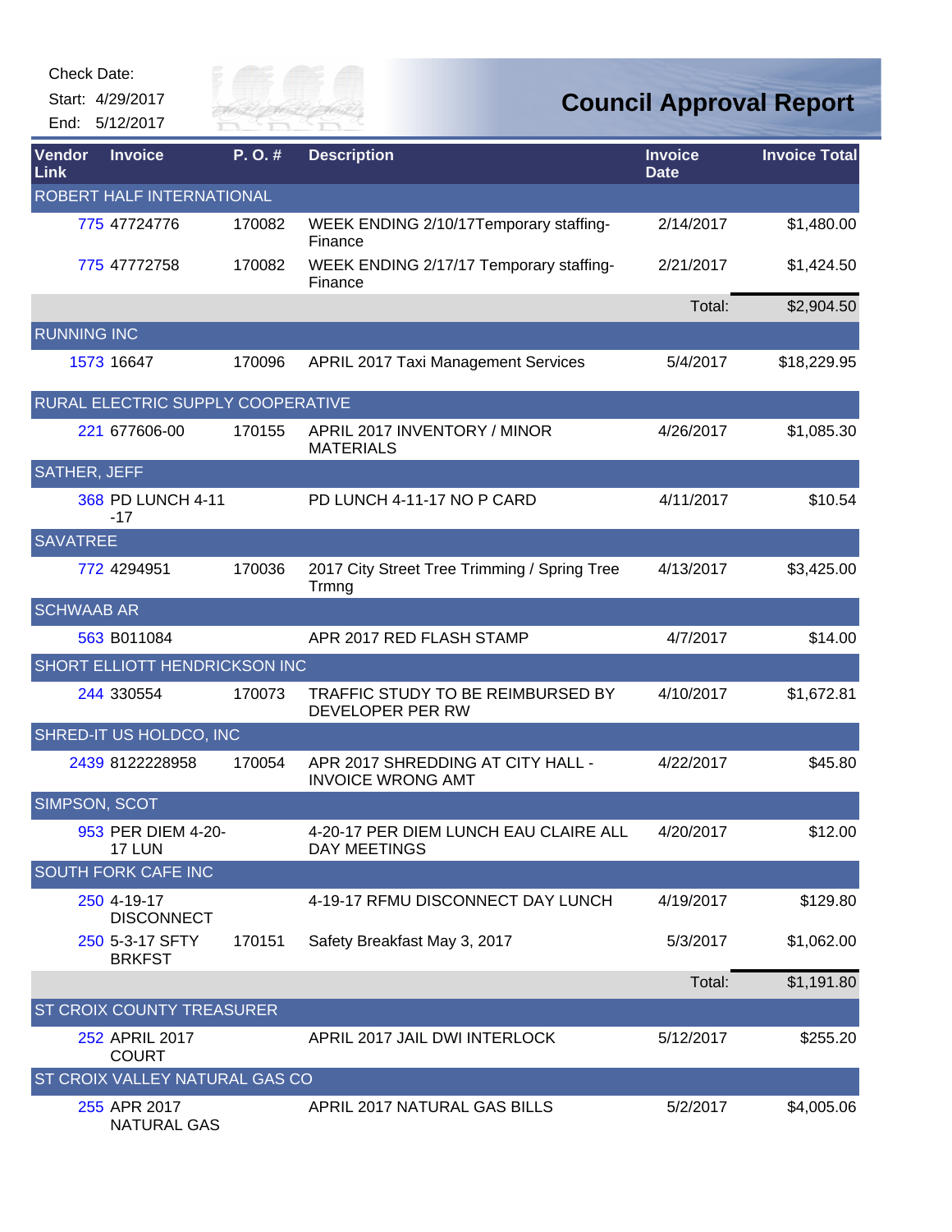Check Date:

Start: 4/29/2017

End: 5/12/2017

# Council Approval Report

| Vendor Link | Invoice | P. O. # | Description | Invoice Date | Invoice Total |
|---|---|---|---|---|---|
| ROBERT HALF INTERNATIONAL | | | | | |
| 775 | 47724776 | 170082 | WEEK ENDING 2/10/17Temporary staffing-Finance | 2/14/2017 | $1,480.00 |
| 775 | 47772758 | 170082 | WEEK ENDING 2/17/17 Temporary staffing-Finance | 2/21/2017 | $1,424.50 |
| | | | | Total: | $2,904.50 |
| RUNNING INC | | | | | |
| 1573 | 16647 | 170096 | APRIL 2017 Taxi Management Services | 5/4/2017 | $18,229.95 |
| RURAL ELECTRIC SUPPLY COOPERATIVE | | | | | |
| 221 | 677606-00 | 170155 | APRIL 2017 INVENTORY / MINOR MATERIALS | 4/26/2017 | $1,085.30 |
| SATHER, JEFF | | | | | |
| 368 | PD LUNCH 4-11-17 | | PD LUNCH 4-11-17 NO P CARD | 4/11/2017 | $10.54 |
| SAVATREE | | | | | |
| 772 | 4294951 | 170036 | 2017 City Street Tree Trimming / Spring Tree Trmng | 4/13/2017 | $3,425.00 |
| SCHWAAB AR | | | | | |
| 563 | B011084 | | APR 2017 RED FLASH STAMP | 4/7/2017 | $14.00 |
| SHORT ELLIOTT HENDRICKSON INC | | | | | |
| 244 | 330554 | 170073 | TRAFFIC STUDY TO BE REIMBURSED BY DEVELOPER PER RW | 4/10/2017 | $1,672.81 |
| SHRED-IT US HOLDCO, INC | | | | | |
| 2439 | 8122228958 | 170054 | APR 2017 SHREDDING AT CITY HALL - INVOICE WRONG AMT | 4/22/2017 | $45.80 |
| SIMPSON, SCOT | | | | | |
| 953 | PER DIEM 4-20-17 LUN | | 4-20-17 PER DIEM LUNCH EAU CLAIRE ALL DAY MEETINGS | 4/20/2017 | $12.00 |
| SOUTH FORK CAFE INC | | | | | |
| 250 | 4-19-17 DISCONNECT | | 4-19-17 RFMU DISCONNECT DAY LUNCH | 4/19/2017 | $129.80 |
| 250 | 5-3-17 SFTY BRKFST | 170151 | Safety Breakfast May 3, 2017 | 5/3/2017 | $1,062.00 |
| | | | | Total: | $1,191.80 |
| ST CROIX COUNTY TREASURER | | | | | |
| 252 | APRIL 2017 COURT | | APRIL 2017 JAIL DWI INTERLOCK | 5/12/2017 | $255.20 |
| ST CROIX VALLEY NATURAL GAS CO | | | | | |
| 255 | APR 2017 NATURAL GAS | | APRIL 2017 NATURAL GAS BILLS | 5/2/2017 | $4,005.06 |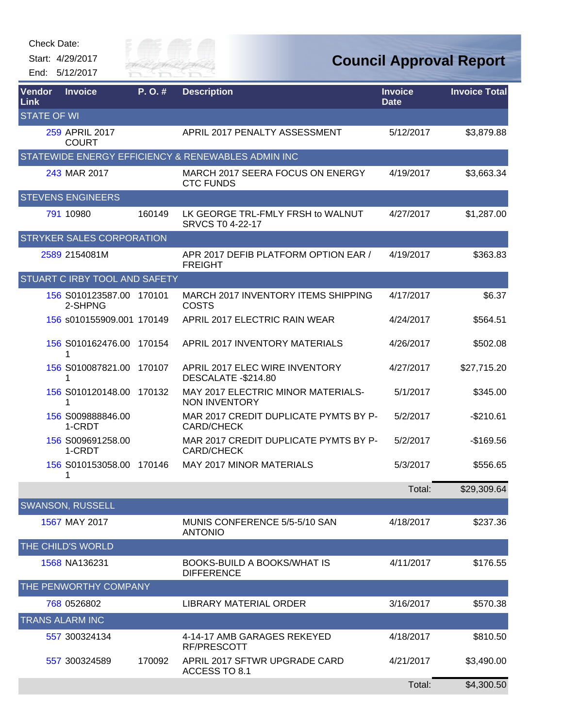Check Date:

Start: 4/29/2017

End: 5/12/2017

# Council Approval Report

| Vendor Link | Invoice | P. O. # | Description | Invoice Date | Invoice Total |
|---|---|---|---|---|---|
| STATE OF WI | | | | | |
| 259 | APRIL 2017 COURT | | APRIL 2017 PENALTY ASSESSMENT | 5/12/2017 | $3,879.88 |
| STATEWIDE ENERGY EFFICIENCY & RENEWABLES ADMIN INC | | | | | |
| 243 | MAR 2017 | | MARCH 2017 SEERA FOCUS ON ENERGY CTC FUNDS | 4/19/2017 | $3,663.34 |
| STEVENS ENGINEERS | | | | | |
| 791 | 10980 | 160149 | LK GEORGE TRL-FMLY FRSH to WALNUT SRVCS T0 4-22-17 | 4/27/2017 | $1,287.00 |
| STRYKER SALES CORPORATION | | | | | |
| 2589 | 2154081M | | APR 2017 DEFIB PLATFORM OPTION EAR / FREIGHT | 4/19/2017 | $363.83 |
| STUART C IRBY TOOL AND SAFETY | | | | | |
| 156 | S010123587.002-SHPNG | 170101 | MARCH 2017 INVENTORY ITEMS SHIPPING COSTS | 4/17/2017 | $6.37 |
| 156 | s010155909.001 | 170149 | APRIL 2017 ELECTRIC RAIN WEAR | 4/24/2017 | $564.51 |
| 156 | S010162476.001 | 170154 | APRIL 2017 INVENTORY MATERIALS | 4/26/2017 | $502.08 |
| 156 | S010087821.001 | 170107 | APRIL 2017 ELEC WIRE INVENTORY DESCALATE -$214.80 | 4/27/2017 | $27,715.20 |
| 156 | S010120148.001 | 170132 | MAY 2017 ELECTRIC MINOR MATERIALS-NON INVENTORY | 5/1/2017 | $345.00 |
| 156 | S009888846.001-CRDT | | MAR 2017 CREDIT DUPLICATE PYMTS BY P-CARD/CHECK | 5/2/2017 | -$210.61 |
| 156 | S009691258.001-CRDT | | MAR 2017 CREDIT DUPLICATE PYMTS BY P-CARD/CHECK | 5/2/2017 | -$169.56 |
| 156 | S010153058.001 | 170146 | MAY 2017 MINOR MATERIALS | 5/3/2017 | $556.65 |
| | | | | Total: | $29,309.64 |
| SWANSON, RUSSELL | | | | | |
| 1567 | MAY 2017 | | MUNIS CONFERENCE 5/5-5/10 SAN ANTONIO | 4/18/2017 | $237.36 |
| THE CHILD'S WORLD | | | | | |
| 1568 | NA136231 | | BOOKS-BUILD A BOOKS/WHAT IS DIFFERENCE | 4/11/2017 | $176.55 |
| THE PENWORTHY COMPANY | | | | | |
| 768 | 0526802 | | LIBRARY MATERIAL ORDER | 3/16/2017 | $570.38 |
| TRANS ALARM INC | | | | | |
| 557 | 300324134 | | 4-14-17 AMB GARAGES REKEYED RF/PRESCOTT | 4/18/2017 | $810.50 |
| 557 | 300324589 | 170092 | APRIL 2017 SFTWR UPGRADE CARD ACCESS TO 8.1 | 4/21/2017 | $3,490.00 |
| | | | | Total: | $4,300.50 |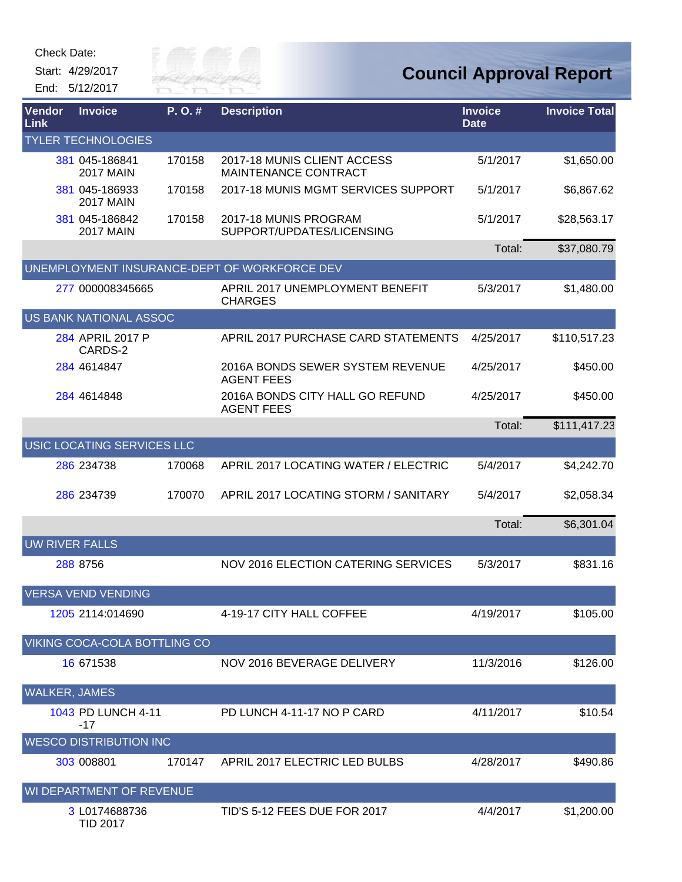Check Date:

Start: 4/29/2017

End: 5/12/2017

# Council Approval Report

| Vendor Link | Invoice | P. O. # | Description | Invoice Date | Invoice Total |
|---|---|---|---|---|---|
| TYLER TECHNOLOGIES | | | | | |
| 381 | 045-186841 2017 MAIN | 170158 | 2017-18 MUNIS CLIENT ACCESS MAINTENANCE CONTRACT | 5/1/2017 | $1,650.00 |
| 381 | 045-186933 2017 MAIN | 170158 | 2017-18 MUNIS MGMT SERVICES SUPPORT | 5/1/2017 | $6,867.62 |
| 381 | 045-186842 2017 MAIN | 170158 | 2017-18 MUNIS PROGRAM SUPPORT/UPDATES/LICENSING | 5/1/2017 | $28,563.17 |
| | | | | Total: | $37,080.79 |
| UNEMPLOYMENT INSURANCE-DEPT OF WORKFORCE DEV | | | | | |
| 277 | 000008345665 | | APRIL 2017 UNEMPLOYMENT BENEFIT CHARGES | 5/3/2017 | $1,480.00 |
| US BANK NATIONAL ASSOC | | | | | |
| 284 | APRIL 2017 P CARDS-2 | | APRIL 2017 PURCHASE CARD STATEMENTS | 4/25/2017 | $110,517.23 |
| 284 | 4614847 | | 2016A BONDS SEWER SYSTEM REVENUE AGENT FEES | 4/25/2017 | $450.00 |
| 284 | 4614848 | | 2016A BONDS CITY HALL GO REFUND AGENT FEES | 4/25/2017 | $450.00 |
| | | | | Total: | $111,417.23 |
| USIC LOCATING SERVICES LLC | | | | | |
| 286 | 234738 | 170068 | APRIL 2017 LOCATING WATER / ELECTRIC | 5/4/2017 | $4,242.70 |
| 286 | 234739 | 170070 | APRIL 2017 LOCATING STORM / SANITARY | 5/4/2017 | $2,058.34 |
| | | | | Total: | $6,301.04 |
| UW RIVER FALLS | | | | | |
| 288 | 8756 | | NOV 2016 ELECTION CATERING SERVICES | 5/3/2017 | $831.16 |
| VERSA VEND VENDING | | | | | |
| 1205 | 2114:014690 | | 4-19-17 CITY HALL COFFEE | 4/19/2017 | $105.00 |
| VIKING COCA-COLA BOTTLING CO | | | | | |
| 16 | 671538 | | NOV 2016 BEVERAGE DELIVERY | 11/3/2016 | $126.00 |
| WALKER, JAMES | | | | | |
| 1043 | PD LUNCH 4-11-17 | | PD LUNCH 4-11-17 NO P CARD | 4/11/2017 | $10.54 |
| WESCO DISTRIBUTION INC | | | | | |
| 303 | 008801 | 170147 | APRIL 2017 ELECTRIC LED BULBS | 4/28/2017 | $490.86 |
| WI DEPARTMENT OF REVENUE | | | | | |
| 3 | L0174688736 TID 2017 | | TID'S 5-12 FEES DUE FOR 2017 | 4/4/2017 | $1,200.00 |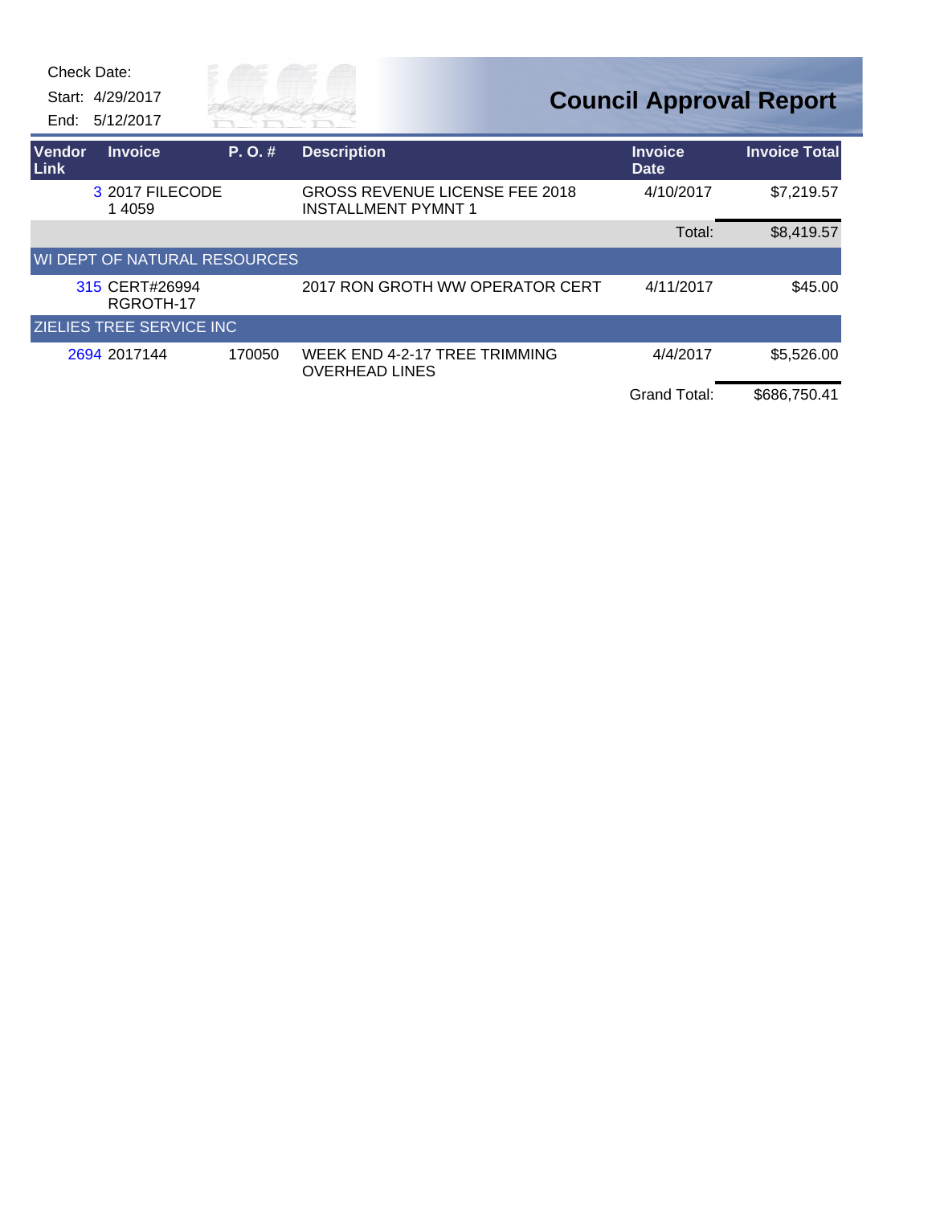Check Date:

Start: 4/29/2017

End: 5/12/2017

# Council Approval Report

| Vendor Link | Invoice | P. O. # | Description | Invoice Date | Invoice Total |
|---|---|---|---|---|---|
| 3 | 2017 FILECODE 1 4059 | | GROSS REVENUE LICENSE FEE 2018 INSTALLMENT PYMNT 1 | 4/10/2017 | $7,219.57 |
| | | | | Total: | $8,419.57 |
| WI DEPT OF NATURAL RESOURCES | | | | | |
| 315 | CERT#26994 RGROTH-17 | | 2017 RON GROTH WW OPERATOR CERT | 4/11/2017 | $45.00 |
| ZIELIES TREE SERVICE INC | | | | | |
| 2694 | 2017144 | 170050 | WEEK END 4-2-17 TREE TRIMMING OVERHEAD LINES | 4/4/2017 | $5,526.00 |
| | | | | Grand Total: | $686,750.41 |